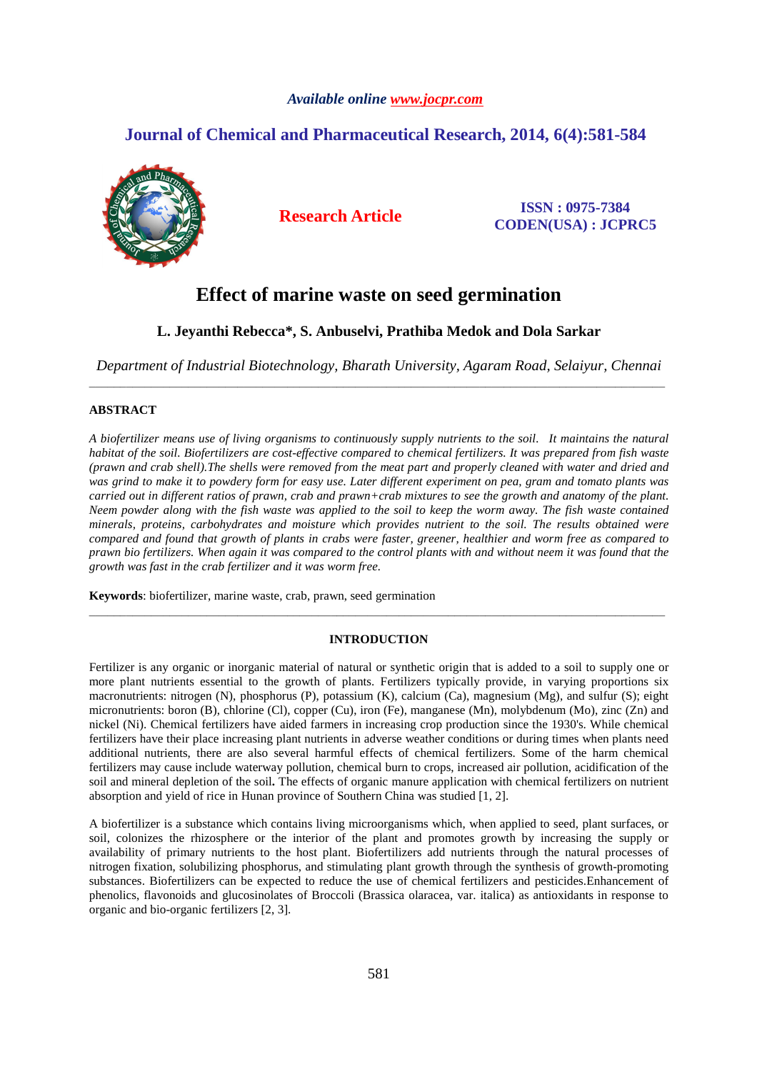# Effect of marine waste on seed germination

**L. Jeyanthi Rebecca*, S. Anbuselvi, Prathiba Medok and Dola Sarkar**

*Department of Industrial Biotechnology, Bharath University, Agaram Road, Selaiyur, Chennai*

---

## ABSTRACT

*A biofertilizer means use of living organisms to continuously supply nutrients to the soil. It maintains the natural habitat of the soil. Biofertilizers are cost-effective compared to chemical fertilizers. It was prepared from fish waste (prawn and crab shell).The shells were removed from the meat part and properly cleaned with water and dried and was grind to make it to powdery form for easy use. Later different experiment on pea, gram and tomato plants was carried out in different ratios of prawn, crab and prawn+crab mixtures to see the growth and anatomy of the plant. Neem powder along with the fish waste was applied to the soil to keep the worm away. The fish waste contained minerals, proteins, carbohydrates and moisture which provides nutrient to the soil. The results obtained were compared and found that growth of plants in crabs were faster, greener, healthier and worm free as compared to prawn bio fertilizers. When again it was compared to the control plants with and without neem it was found that the growth was fast in the crab fertilizer and it was worm free.*

**Keywords**: biofertilizer, marine waste, crab, prawn, seed germination

---

## INTRODUCTION

Fertilizer is any organic or inorganic material of natural or synthetic origin that is added to a soil to supply one or more plant nutrients essential to the growth of plants. Fertilizers typically provide, in varying proportions six macronutrients: nitrogen (N), phosphorus (P), potassium (K), calcium (Ca), magnesium (Mg), and sulfur (S); eight micronutrients: boron (B), chlorine (Cl), copper (Cu), iron (Fe), manganese (Mn), molybdenum (Mo), zinc (Zn) and nickel (Ni). Chemical fertilizers have aided farmers in increasing crop production since the 1930's. While chemical fertilizers have their place increasing plant nutrients in adverse weather conditions or during times when plants need additional nutrients, there are also several harmful effects of chemical fertilizers. Some of the harm chemical fertilizers may cause include waterway pollution, chemical burn to crops, increased air pollution, acidification of the soil and mineral depletion of the soil**.** The effects of organic manure application with chemical fertilizers on nutrient absorption and yield of rice in Hunan province of Southern China was studied [1, 2].

A biofertilizer is a substance which contains living microorganisms which, when applied to seed, plant surfaces, or soil, colonizes the rhizosphere or the interior of the plant and promotes growth by increasing the supply or availability of primary nutrients to the host plant. Biofertilizers add nutrients through the natural processes of nitrogen fixation, solubilizing phosphorus, and stimulating plant growth through the synthesis of growth-promoting substances. Biofertilizers can be expected to reduce the use of chemical fertilizers and pesticides.Enhancement of phenolics, flavonoids and glucosinolates of Broccoli (Brassica olaracea, var. italica) as antioxidants in response to organic and bio-organic fertilizers [2, 3].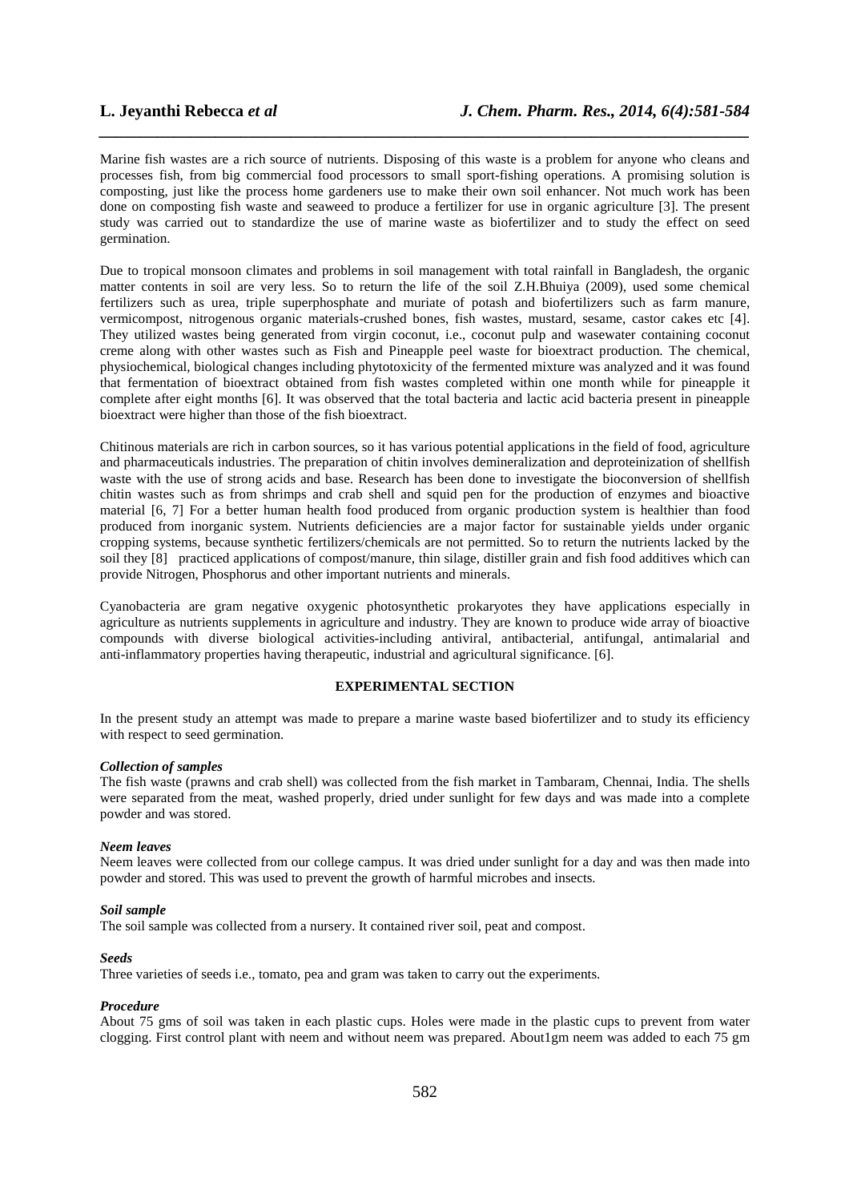Marine fish wastes are a rich source of nutrients. Disposing of this waste is a problem for anyone who cleans and processes fish, from big commercial food processors to small sport-fishing operations. A promising solution is composting, just like the process home gardeners use to make their own soil enhancer. Not much work has been done on composting fish waste and seaweed to produce a fertilizer for use in organic agriculture [3]. The present study was carried out to standardize the use of marine waste as biofertilizer and to study the effect on seed germination.

Due to tropical monsoon climates and problems in soil management with total rainfall in Bangladesh, the organic matter contents in soil are very less. So to return the life of the soil Z.H.Bhuiya (2009), used some chemical fertilizers such as urea, triple superphosphate and muriate of potash and biofertilizers such as farm manure, vermicompost, nitrogenous organic materials-crushed bones, fish wastes, mustard, sesame, castor cakes etc [4]. They utilized wastes being generated from virgin coconut, i.e., coconut pulp and wasewater containing coconut creme along with other wastes such as Fish and Pineapple peel waste for bioextract production. The chemical, physiochemical, biological changes including phytotoxicity of the fermented mixture was analyzed and it was found that fermentation of bioextract obtained from fish wastes completed within one month while for pineapple it complete after eight months [6]. It was observed that the total bacteria and lactic acid bacteria present in pineapple bioextract were higher than those of the fish bioextract.

Chitinous materials are rich in carbon sources, so it has various potential applications in the field of food, agriculture and pharmaceuticals industries. The preparation of chitin involves demineralization and deproteinization of shellfish waste with the use of strong acids and base. Research has been done to investigate the bioconversion of shellfish chitin wastes such as from shrimps and crab shell and squid pen for the production of enzymes and bioactive material [6, 7] For a better human health food produced from organic production system is healthier than food produced from inorganic system. Nutrients deficiencies are a major factor for sustainable yields under organic cropping systems, because synthetic fertilizers/chemicals are not permitted. So to return the nutrients lacked by the soil they [8] practiced applications of compost/manure, thin silage, distiller grain and fish food additives which can provide Nitrogen, Phosphorus and other important nutrients and minerals.

Cyanobacteria are gram negative oxygenic photosynthetic prokaryotes they have applications especially in agriculture as nutrients supplements in agriculture and industry. They are known to produce wide array of bioactive compounds with diverse biological activities-including antiviral, antibacterial, antifungal, antimalarial and anti-inflammatory properties having therapeutic, industrial and agricultural significance. [6].

## EXPERIMENTAL SECTION

In the present study an attempt was made to prepare a marine waste based biofertilizer and to study its efficiency with respect to seed germination.

### *Collection of samples*

The fish waste (prawns and crab shell) was collected from the fish market in Tambaram, Chennai, India. The shells were separated from the meat, washed properly, dried under sunlight for few days and was made into a complete powder and was stored.

### *Neem leaves*

Neem leaves were collected from our college campus. It was dried under sunlight for a day and was then made into powder and stored. This was used to prevent the growth of harmful microbes and insects.

### *Soil sample*

The soil sample was collected from a nursery. It contained river soil, peat and compost.

### *Seeds*

Three varieties of seeds i.e., tomato, pea and gram was taken to carry out the experiments.

### *Procedure*

About 75 gms of soil was taken in each plastic cups. Holes were made in the plastic cups to prevent from water clogging. First control plant with neem and without neem was prepared. About1gm neem was added to each 75 gm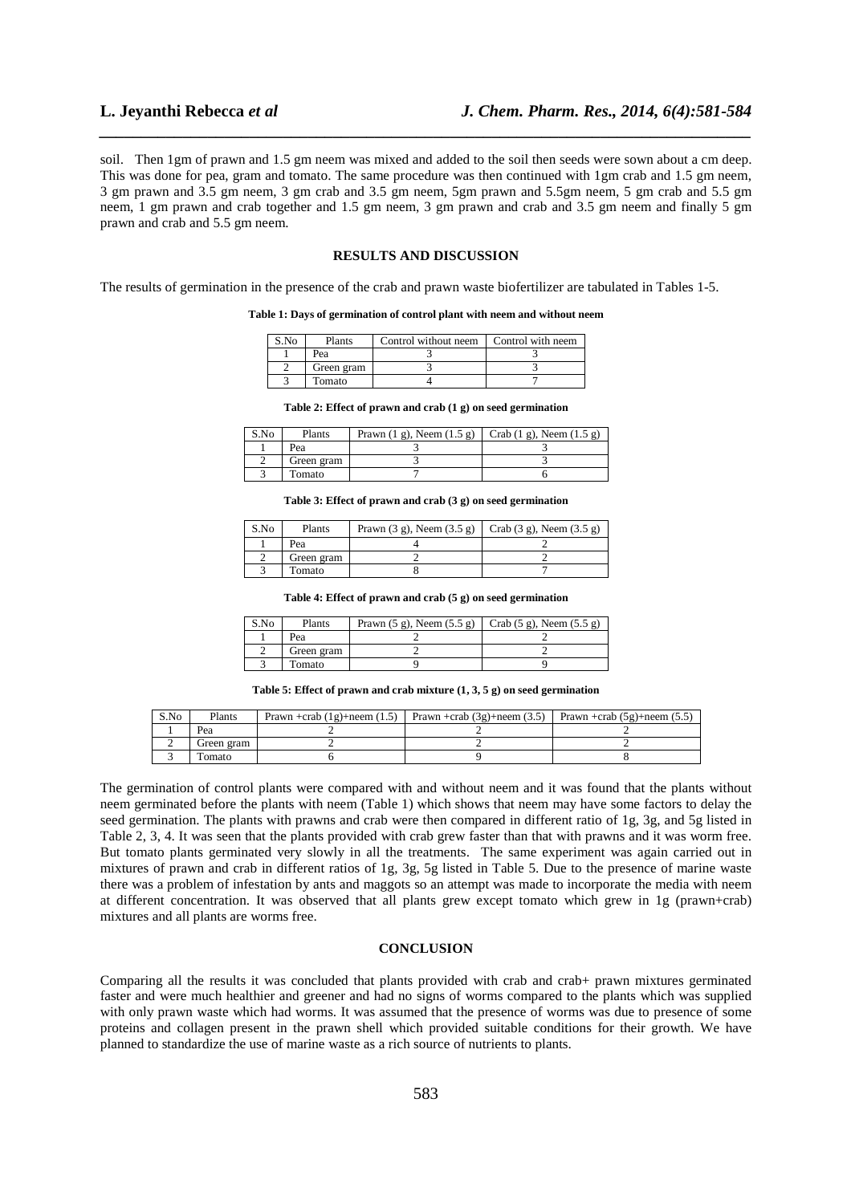soil. Then 1gm of prawn and 1.5 gm neem was mixed and added to the soil then seeds were sown about a cm deep. This was done for pea, gram and tomato. The same procedure was then continued with 1gm crab and 1.5 gm neem, 3 gm prawn and 3.5 gm neem, 3 gm crab and 3.5 gm neem, 5gm prawn and 5.5gm neem, 5 gm crab and 5.5 gm neem, 1 gm prawn and crab together and 1.5 gm neem, 3 gm prawn and crab and 3.5 gm neem and finally 5 gm prawn and crab and 5.5 gm neem.

## RESULTS AND DISCUSSION

The results of germination in the presence of the crab and prawn waste biofertilizer are tabulated in Tables 1-5.

**Table 1: Days of germination of control plant with neem and without neem**

| S.No | Plants | Control without neem | Control with neem |
|---|---|---|---|
| 1 | Pea | 3 | 3 |
| 2 | Green gram | 3 | 3 |
| 3 | Tomato | 4 | 7 |

**Table 2: Effect of prawn and crab (1 g) on seed germination**

| S.No | Plants | Prawn (1 g), Neem (1.5 g) | Crab (1 g), Neem (1.5 g) |
|---|---|---|---|
| 1 | Pea | 3 | 3 |
| 2 | Green gram | 3 | 3 |
| 3 | Tomato | 7 | 6 |

**Table 3: Effect of prawn and crab (3 g) on seed germination**

| S.No | Plants | Prawn (3 g), Neem (3.5 g) | Crab (3 g), Neem (3.5 g) |
|---|---|---|---|
| 1 | Pea | 4 | 2 |
| 2 | Green gram | 2 | 2 |
| 3 | Tomato | 8 | 7 |

**Table 4: Effect of prawn and crab (5 g) on seed germination**

| S.No | Plants | Prawn (5 g), Neem (5.5 g) | Crab (5 g), Neem (5.5 g) |
|---|---|---|---|
| 1 | Pea | 2 | 2 |
| 2 | Green gram | 2 | 2 |
| 3 | Tomato | 9 | 9 |

**Table 5: Effect of prawn and crab mixture (1, 3, 5 g) on seed germination**

| S.No | Plants | Prawn +crab (1g)+neem (1.5) | Prawn +crab (3g)+neem (3.5) | Prawn +crab (5g)+neem (5.5) |
|---|---|---|---|---|
| 1 | Pea | 2 | 2 | 2 |
| 2 | Green gram | 2 | 2 | 2 |
| 3 | Tomato | 6 | 9 | 8 |

The germination of control plants were compared with and without neem and it was found that the plants without neem germinated before the plants with neem (Table 1) which shows that neem may have some factors to delay the seed germination. The plants with prawns and crab were then compared in different ratio of 1g, 3g, and 5g listed in Table 2, 3, 4. It was seen that the plants provided with crab grew faster than that with prawns and it was worm free. But tomato plants germinated very slowly in all the treatments. The same experiment was again carried out in mixtures of prawn and crab in different ratios of 1g, 3g, 5g listed in Table 5. Due to the presence of marine waste there was a problem of infestation by ants and maggots so an attempt was made to incorporate the media with neem at different concentration. It was observed that all plants grew except tomato which grew in 1g (prawn+crab) mixtures and all plants are worms free.

## CONCLUSION

Comparing all the results it was concluded that plants provided with crab and crab+ prawn mixtures germinated faster and were much healthier and greener and had no signs of worms compared to the plants which was supplied with only prawn waste which had worms. It was assumed that the presence of worms was due to presence of some proteins and collagen present in the prawn shell which provided suitable conditions for their growth. We have planned to standardize the use of marine waste as a rich source of nutrients to plants.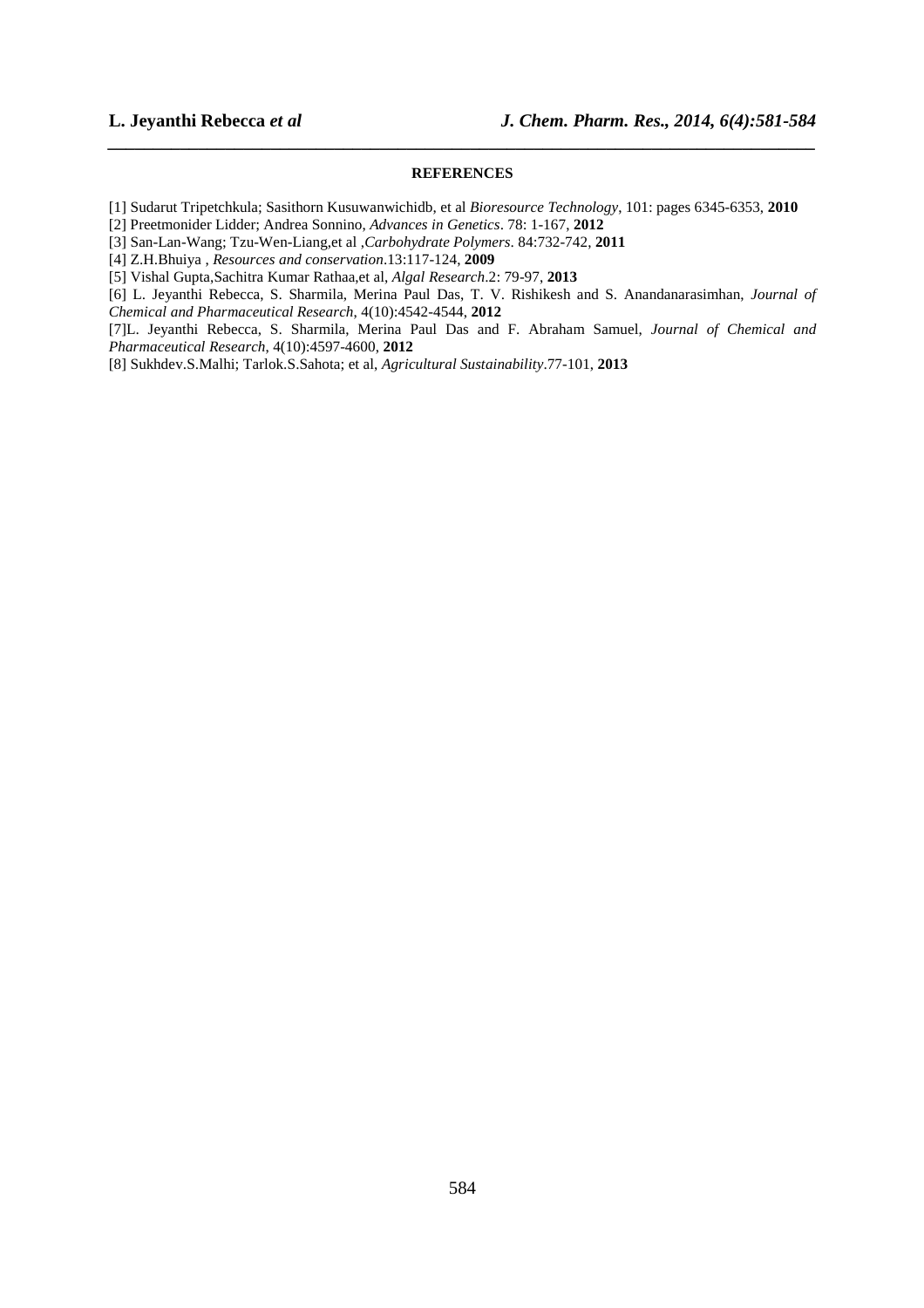## REFERENCES

[1] Sudarut Tripetchkula; Sasithorn Kusuwanwichidb, et al *Bioresource Technology*, 101: pages 6345-6353, **2010**

[2] Preetmonider Lidder; Andrea Sonnino, *Advances in Genetics*. 78: 1-167, **2012**

[3] San-Lan-Wang; Tzu-Wen-Liang,et al ,*Carbohydrate Polymers*. 84:732-742, **2011**

[4] Z.H.Bhuiya , *Resources and conservation*.13:117-124, **2009**

[5] Vishal Gupta,Sachitra Kumar Rathaa,et al, *Algal Research*.2: 79-97, **2013**

[6] L. Jeyanthi Rebecca, S. Sharmila, Merina Paul Das, T. V. Rishikesh and S. Anandanarasimhan, *Journal of Chemical and Pharmaceutical Research*, 4(10):4542-4544, **2012**

[7]L. Jeyanthi Rebecca, S. Sharmila, Merina Paul Das and F. Abraham Samuel, *Journal of Chemical and Pharmaceutical Research*, 4(10):4597-4600, **2012**

[8] Sukhdev.S.Malhi; Tarlok.S.Sahota; et al, *Agricultural Sustainability*.77-101, **2013**